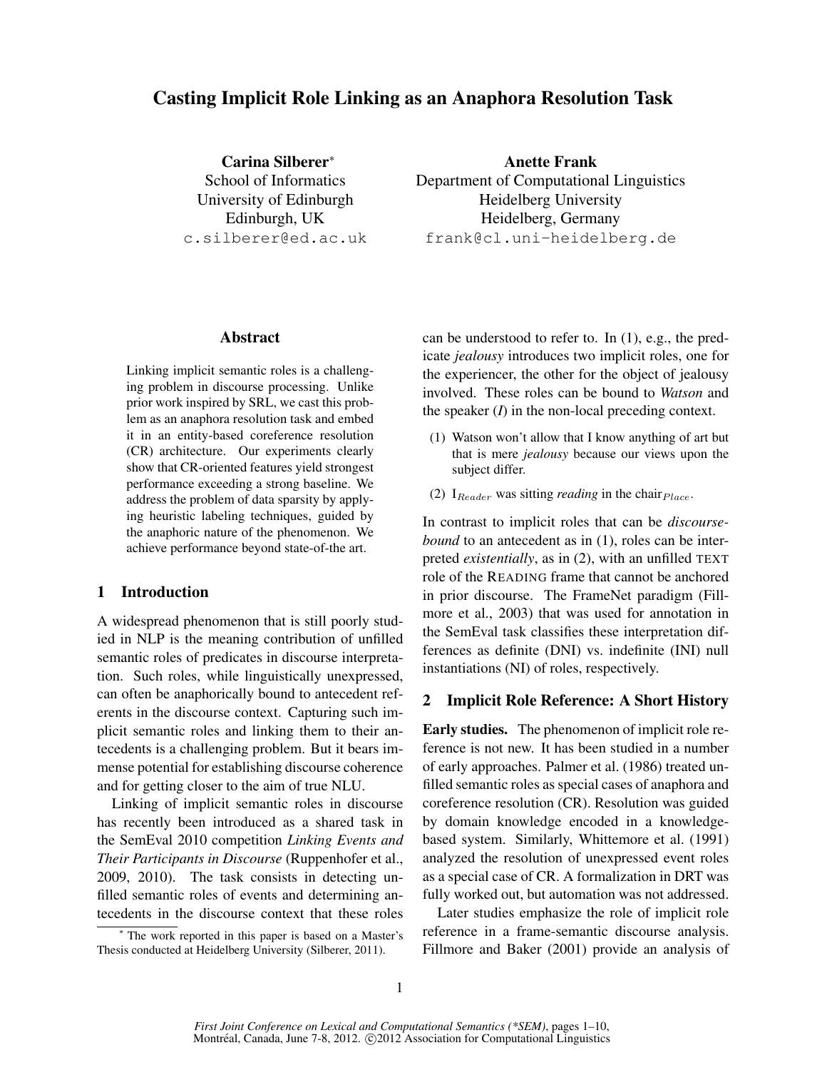# Casting Implicit Role Linking as an Anaphora Resolution Task

**Carina Silberer**[*]
School of Informatics
University of Edinburgh
Edinburgh, UK
c.silberer@ed.ac.uk

**Anette Frank**
Department of Computational Linguistics
Heidelberg University
Heidelberg, Germany
frank@cl.uni-heidelberg.de

## Abstract

Linking implicit semantic roles is a challenging problem in discourse processing. Unlike prior work inspired by SRL, we cast this problem as an anaphora resolution task and embed it in an entity-based coreference resolution (CR) architecture. Our experiments clearly show that CR-oriented features yield strongest performance exceeding a strong baseline. We address the problem of data sparsity by applying heuristic labeling techniques, guided by the anaphoric nature of the phenomenon. We achieve performance beyond state-of-the art.

## 1 Introduction

A widespread phenomenon that is still poorly studied in NLP is the meaning contribution of unfilled semantic roles of predicates in discourse interpretation. Such roles, while linguistically unexpressed, can often be anaphorically bound to antecedent referents in the discourse context. Capturing such implicit semantic roles and linking them to their antecedents is a challenging problem. But it bears immense potential for establishing discourse coherence and for getting closer to the aim of true NLU.

Linking of implicit semantic roles in discourse has recently been introduced as a shared task in the SemEval 2010 competition *Linking Events and Their Participants in Discourse* (Ruppenhofer et al., 2009, 2010). The task consists in detecting unfilled semantic roles of events and determining antecedents in the discourse context that these roles can be understood to refer to. In (1), e.g., the predicate *jealousy* introduces two implicit roles, one for the experiencer, the other for the object of jealousy involved. These roles can be bound to *Watson* and the speaker (*I*) in the non-local preceding context.

(1) Watson won't allow that I know anything of art but that is mere *jealousy* because our views upon the subject differ.

(2) $\text{I}_{Reader}$ was sitting *reading* in the $\text{chair}_{Place}$.

In contrast to implicit roles that can be *discourse-bound* to an antecedent as in (1), roles can be interpreted *existentially*, as in (2), with an unfilled TEXT role of the READING frame that cannot be anchored in prior discourse. The FrameNet paradigm (Fillmore et al., 2003) that was used for annotation in the SemEval task classifies these interpretation differences as definite (DNI) vs. indefinite (INI) null instantiations (NI) of roles, respectively.

## 2 Implicit Role Reference: A Short History

**Early studies.** The phenomenon of implicit role reference is not new. It has been studied in a number of early approaches. Palmer et al. (1986) treated unfilled semantic roles as special cases of anaphora and coreference resolution (CR). Resolution was guided by domain knowledge encoded in a knowledge-based system. Similarly, Whittemore et al. (1991) analyzed the resolution of unexpressed event roles as a special case of CR. A formalization in DRT was fully worked out, but automation was not addressed.

Later studies emphasize the role of implicit role reference in a frame-semantic discourse analysis. Fillmore and Baker (2001) provide an analysis of

[*] The work reported in this paper is based on a Master's Thesis conducted at Heidelberg University (Silberer, 2011).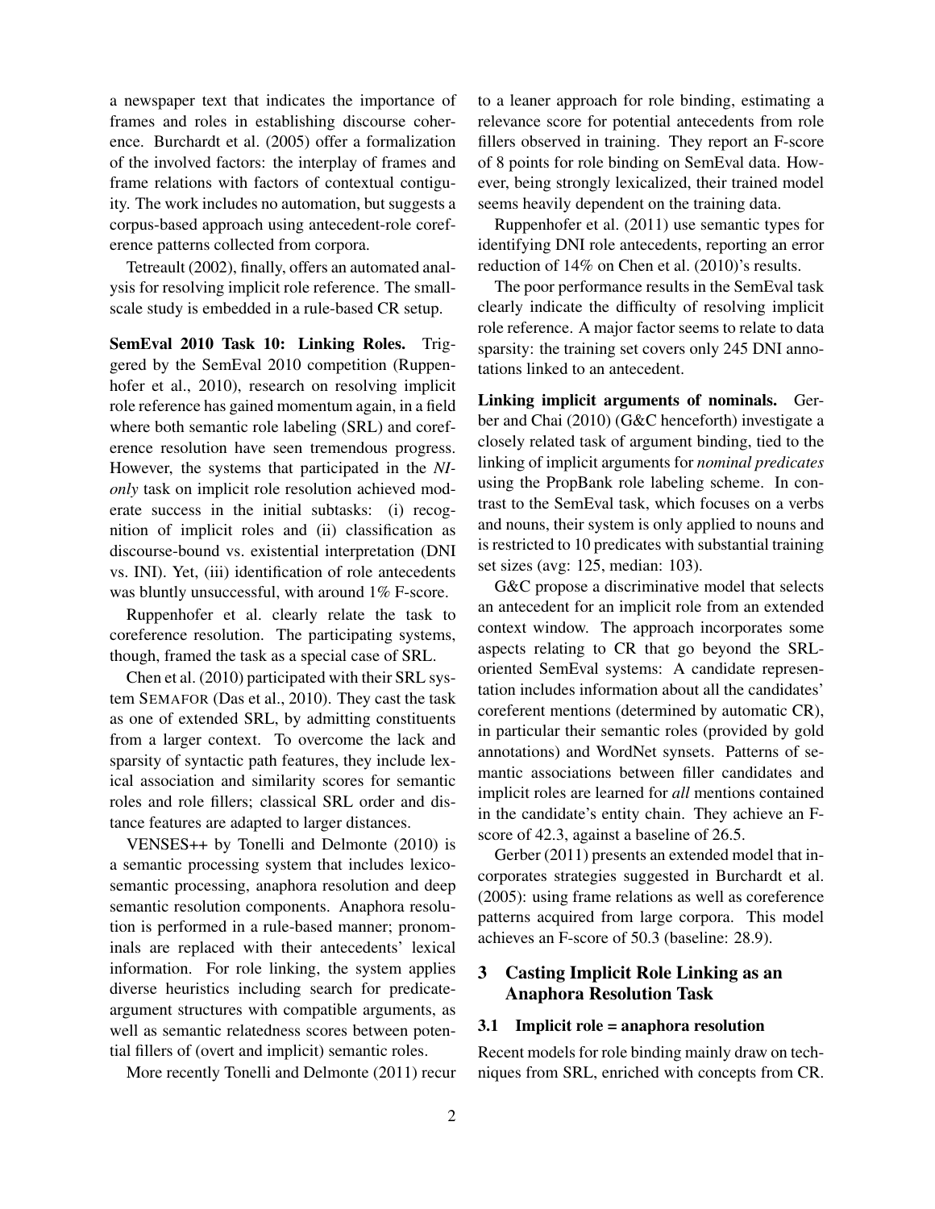a newspaper text that indicates the importance of frames and roles in establishing discourse coherence. Burchardt et al. (2005) offer a formalization of the involved factors: the interplay of frames and frame relations with factors of contextual contiguity. The work includes no automation, but suggests a corpus-based approach using antecedent-role coreference patterns collected from corpora.

Tetreault (2002), finally, offers an automated analysis for resolving implicit role reference. The small-scale study is embedded in a rule-based CR setup.

**SemEval 2010 Task 10: Linking Roles.** Triggered by the SemEval 2010 competition (Ruppenhofer et al., 2010), research on resolving implicit role reference has gained momentum again, in a field where both semantic role labeling (SRL) and coreference resolution have seen tremendous progress. However, the systems that participated in the *NI-only* task on implicit role resolution achieved moderate success in the initial subtasks: (i) recognition of implicit roles and (ii) classification as discourse-bound vs. existential interpretation (DNI vs. INI). Yet, (iii) identification of role antecedents was bluntly unsuccessful, with around 1% F-score.

Ruppenhofer et al. clearly relate the task to coreference resolution. The participating systems, though, framed the task as a special case of SRL.

Chen et al. (2010) participated with their SRL system SEMAFOR (Das et al., 2010). They cast the task as one of extended SRL, by admitting constituents from a larger context. To overcome the lack and sparsity of syntactic path features, they include lexical association and similarity scores for semantic roles and role fillers; classical SRL order and distance features are adapted to larger distances.

VENSES++ by Tonelli and Delmonte (2010) is a semantic processing system that includes lexico-semantic processing, anaphora resolution and deep semantic resolution components. Anaphora resolution is performed in a rule-based manner; pronominals are replaced with their antecedents' lexical information. For role linking, the system applies diverse heuristics including search for predicate-argument structures with compatible arguments, as well as semantic relatedness scores between potential fillers of (overt and implicit) semantic roles.

More recently Tonelli and Delmonte (2011) recur to a leaner approach for role binding, estimating a relevance score for potential antecedents from role fillers observed in training. They report an F-score of 8 points for role binding on SemEval data. However, being strongly lexicalized, their trained model seems heavily dependent on the training data.

Ruppenhofer et al. (2011) use semantic types for identifying DNI role antecedents, reporting an error reduction of 14% on Chen et al. (2010)'s results.

The poor performance results in the SemEval task clearly indicate the difficulty of resolving implicit role reference. A major factor seems to relate to data sparsity: the training set covers only 245 DNI annotations linked to an antecedent.

**Linking implicit arguments of nominals.** Gerber and Chai (2010) (G&C henceforth) investigate a closely related task of argument binding, tied to the linking of implicit arguments for *nominal predicates* using the PropBank role labeling scheme. In contrast to the SemEval task, which focuses on a verbs and nouns, their system is only applied to nouns and is restricted to 10 predicates with substantial training set sizes (avg: 125, median: 103).

G&C propose a discriminative model that selects an antecedent for an implicit role from an extended context window. The approach incorporates some aspects relating to CR that go beyond the SRL-oriented SemEval systems: A candidate representation includes information about all the candidates' coreferent mentions (determined by automatic CR), in particular their semantic roles (provided by gold annotations) and WordNet synsets. Patterns of semantic associations between filler candidates and implicit roles are learned for *all* mentions contained in the candidate's entity chain. They achieve an F-score of 42.3, against a baseline of 26.5.

Gerber (2011) presents an extended model that incorporates strategies suggested in Burchardt et al. (2005): using frame relations as well as coreference patterns acquired from large corpora. This model achieves an F-score of 50.3 (baseline: 28.9).

## 3 Casting Implicit Role Linking as an Anaphora Resolution Task

### 3.1 Implicit role = anaphora resolution

Recent models for role binding mainly draw on techniques from SRL, enriched with concepts from CR.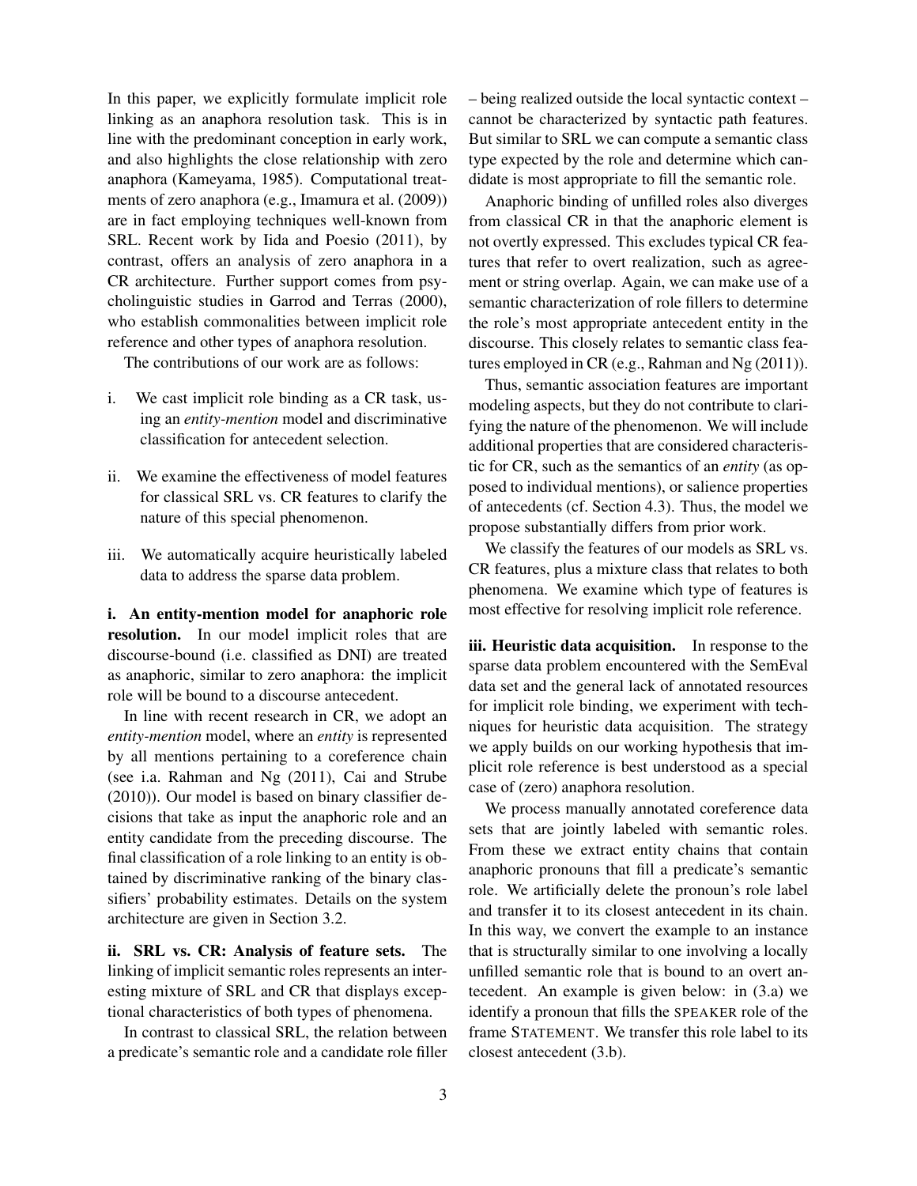In this paper, we explicitly formulate implicit role linking as an anaphora resolution task. This is in line with the predominant conception in early work, and also highlights the close relationship with zero anaphora (Kameyama, 1985). Computational treatments of zero anaphora (e.g., Imamura et al. (2009)) are in fact employing techniques well-known from SRL. Recent work by Iida and Poesio (2011), by contrast, offers an analysis of zero anaphora in a CR architecture. Further support comes from psycholinguistic studies in Garrod and Terras (2000), who establish commonalities between implicit role reference and other types of anaphora resolution.

The contributions of our work are as follows:

i. We cast implicit role binding as a CR task, using an *entity-mention* model and discriminative classification for antecedent selection.

ii. We examine the effectiveness of model features for classical SRL vs. CR features to clarify the nature of this special phenomenon.

iii. We automatically acquire heuristically labeled data to address the sparse data problem.

**i. An entity-mention model for anaphoric role resolution.** In our model implicit roles that are discourse-bound (i.e. classified as DNI) are treated as anaphoric, similar to zero anaphora: the implicit role will be bound to a discourse antecedent.

In line with recent research in CR, we adopt an *entity-mention* model, where an *entity* is represented by all mentions pertaining to a coreference chain (see i.a. Rahman and Ng (2011), Cai and Strube (2010)). Our model is based on binary classifier decisions that take as input the anaphoric role and an entity candidate from the preceding discourse. The final classification of a role linking to an entity is obtained by discriminative ranking of the binary classifiers' probability estimates. Details on the system architecture are given in Section 3.2.

**ii. SRL vs. CR: Analysis of feature sets.** The linking of implicit semantic roles represents an interesting mixture of SRL and CR that displays exceptional characteristics of both types of phenomena.

In contrast to classical SRL, the relation between a predicate's semantic role and a candidate role filler – being realized outside the local syntactic context – cannot be characterized by syntactic path features. But similar to SRL we can compute a semantic class type expected by the role and determine which candidate is most appropriate to fill the semantic role.

Anaphoric binding of unfilled roles also diverges from classical CR in that the anaphoric element is not overtly expressed. This excludes typical CR features that refer to overt realization, such as agreement or string overlap. Again, we can make use of a semantic characterization of role fillers to determine the role's most appropriate antecedent entity in the discourse. This closely relates to semantic class features employed in CR (e.g., Rahman and Ng (2011)).

Thus, semantic association features are important modeling aspects, but they do not contribute to clarifying the nature of the phenomenon. We will include additional properties that are considered characteristic for CR, such as the semantics of an *entity* (as opposed to individual mentions), or salience properties of antecedents (cf. Section 4.3). Thus, the model we propose substantially differs from prior work.

We classify the features of our models as SRL vs. CR features, plus a mixture class that relates to both phenomena. We examine which type of features is most effective for resolving implicit role reference.

**iii. Heuristic data acquisition.** In response to the sparse data problem encountered with the SemEval data set and the general lack of annotated resources for implicit role binding, we experiment with techniques for heuristic data acquisition. The strategy we apply builds on our working hypothesis that implicit role reference is best understood as a special case of (zero) anaphora resolution.

We process manually annotated coreference data sets that are jointly labeled with semantic roles. From these we extract entity chains that contain anaphoric pronouns that fill a predicate's semantic role. We artificially delete the pronoun's role label and transfer it to its closest antecedent in its chain. In this way, we convert the example to an instance that is structurally similar to one involving a locally unfilled semantic role that is bound to an overt antecedent. An example is given below: in (3.a) we identify a pronoun that fills the SPEAKER role of the frame STATEMENT. We transfer this role label to its closest antecedent (3.b).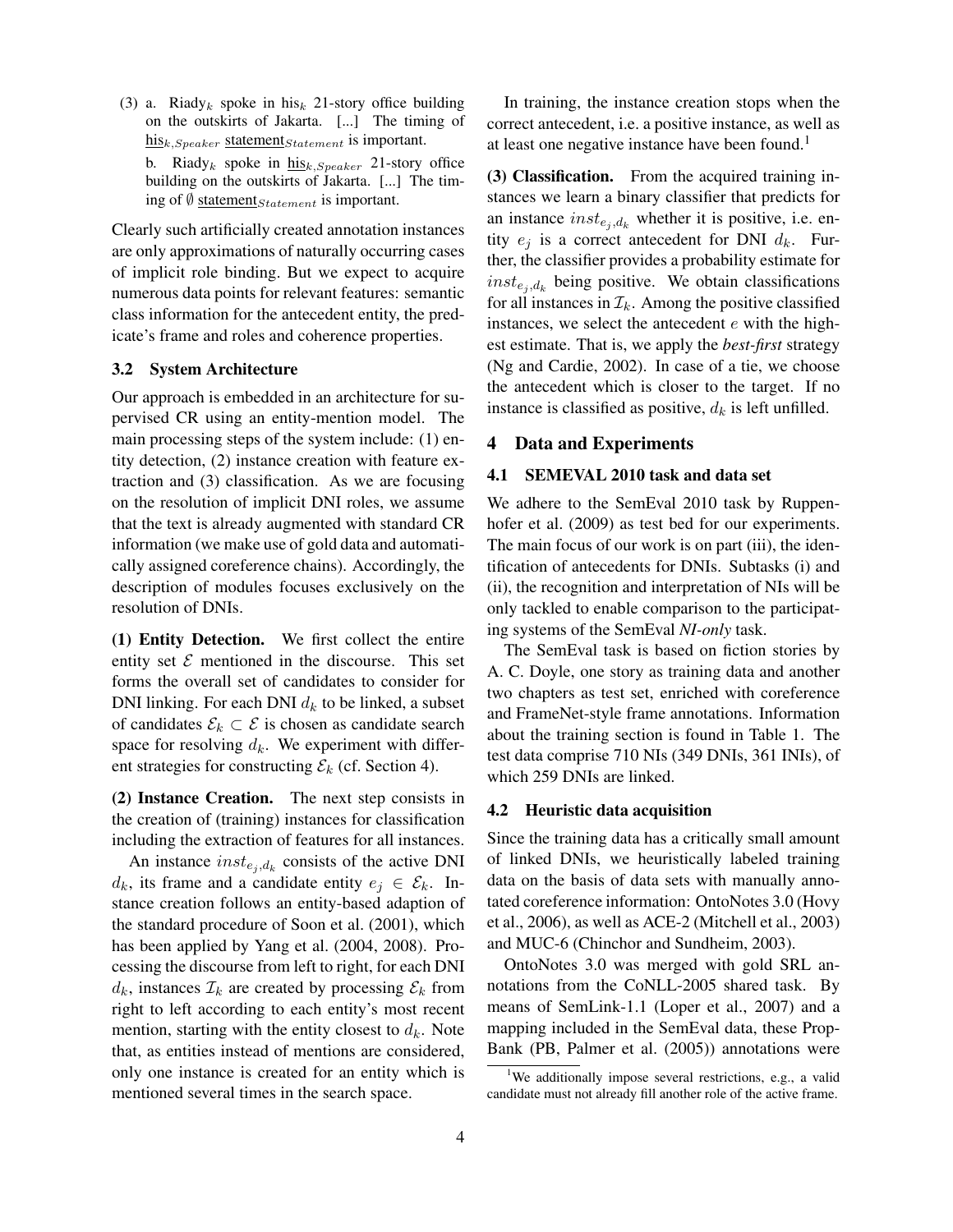(3) a. Riady$_k$ spoke in his$_k$ 21-story office building on the outskirts of Jakarta. [...] The timing of $\underline{\text{his}}_{k,Speaker}$ $\underline{\text{statement}}_{Statement}$ is important.

b. Riady$_k$ spoke in $\underline{\text{his}}_{k,Speaker}$ 21-story office building on the outskirts of Jakarta. [...] The timing of $\emptyset$ $\underline{\text{statement}}_{Statement}$ is important.

Clearly such artificially created annotation instances are only approximations of naturally occurring cases of implicit role binding. But we expect to acquire numerous data points for relevant features: semantic class information for the antecedent entity, the predicate's frame and roles and coherence properties.

### 3.2 System Architecture

Our approach is embedded in an architecture for supervised CR using an entity-mention model. The main processing steps of the system include: (1) entity detection, (2) instance creation with feature extraction and (3) classification. As we are focusing on the resolution of implicit DNI roles, we assume that the text is already augmented with standard CR information (we make use of gold data and automatically assigned coreference chains). Accordingly, the description of modules focuses exclusively on the resolution of DNIs.

**(1) Entity Detection.** We first collect the entire entity set $\mathcal{E}$ mentioned in the discourse. This set forms the overall set of candidates to consider for DNI linking. For each DNI $d_k$ to be linked, a subset of candidates $\mathcal{E}_k \subset \mathcal{E}$ is chosen as candidate search space for resolving $d_k$. We experiment with different strategies for constructing $\mathcal{E}_k$ (cf. Section 4).

**(2) Instance Creation.** The next step consists in the creation of (training) instances for classification including the extraction of features for all instances.

An instance $inst_{e_j,d_k}$ consists of the active DNI $d_k$, its frame and a candidate entity $e_j \in \mathcal{E}_k$. Instance creation follows an entity-based adaption of the standard procedure of Soon et al. (2001), which has been applied by Yang et al. (2004, 2008). Processing the discourse from left to right, for each DNI $d_k$, instances $\mathcal{I}_k$ are created by processing $\mathcal{E}_k$ from right to left according to each entity's most recent mention, starting with the entity closest to $d_k$. Note that, as entities instead of mentions are considered, only one instance is created for an entity which is mentioned several times in the search space.

In training, the instance creation stops when the correct antecedent, i.e. a positive instance, as well as at least one negative instance have been found.[1]

**(3) Classification.** From the acquired training instances we learn a binary classifier that predicts for an instance $inst_{e_j,d_k}$ whether it is positive, i.e. entity $e_j$ is a correct antecedent for DNI $d_k$. Further, the classifier provides a probability estimate for $inst_{e_j,d_k}$ being positive. We obtain classifications for all instances in $\mathcal{I}_k$. Among the positive classified instances, we select the antecedent $e$ with the highest estimate. That is, we apply the *best-first* strategy (Ng and Cardie, 2002). In case of a tie, we choose the antecedent which is closer to the target. If no instance is classified as positive, $d_k$ is left unfilled.

## 4 Data and Experiments

### 4.1 SEMEVAL 2010 task and data set

We adhere to the SemEval 2010 task by Ruppenhofer et al. (2009) as test bed for our experiments. The main focus of our work is on part (iii), the identification of antecedents for DNIs. Subtasks (i) and (ii), the recognition and interpretation of NIs will be only tackled to enable comparison to the participating systems of the SemEval *NI-only* task.

The SemEval task is based on fiction stories by A. C. Doyle, one story as training data and another two chapters as test set, enriched with coreference and FrameNet-style frame annotations. Information about the training section is found in Table 1. The test data comprise 710 NIs (349 DNIs, 361 INIs), of which 259 DNIs are linked.

### 4.2 Heuristic data acquisition

Since the training data has a critically small amount of linked DNIs, we heuristically labeled training data on the basis of data sets with manually annotated coreference information: OntoNotes 3.0 (Hovy et al., 2006), as well as ACE-2 (Mitchell et al., 2003) and MUC-6 (Chinchor and Sundheim, 2003).

OntoNotes 3.0 was merged with gold SRL annotations from the CoNLL-2005 shared task. By means of SemLink-1.1 (Loper et al., 2007) and a mapping included in the SemEval data, these PropBank (PB, Palmer et al. (2005)) annotations were

[1] We additionally impose several restrictions, e.g., a valid candidate must not already fill another role of the active frame.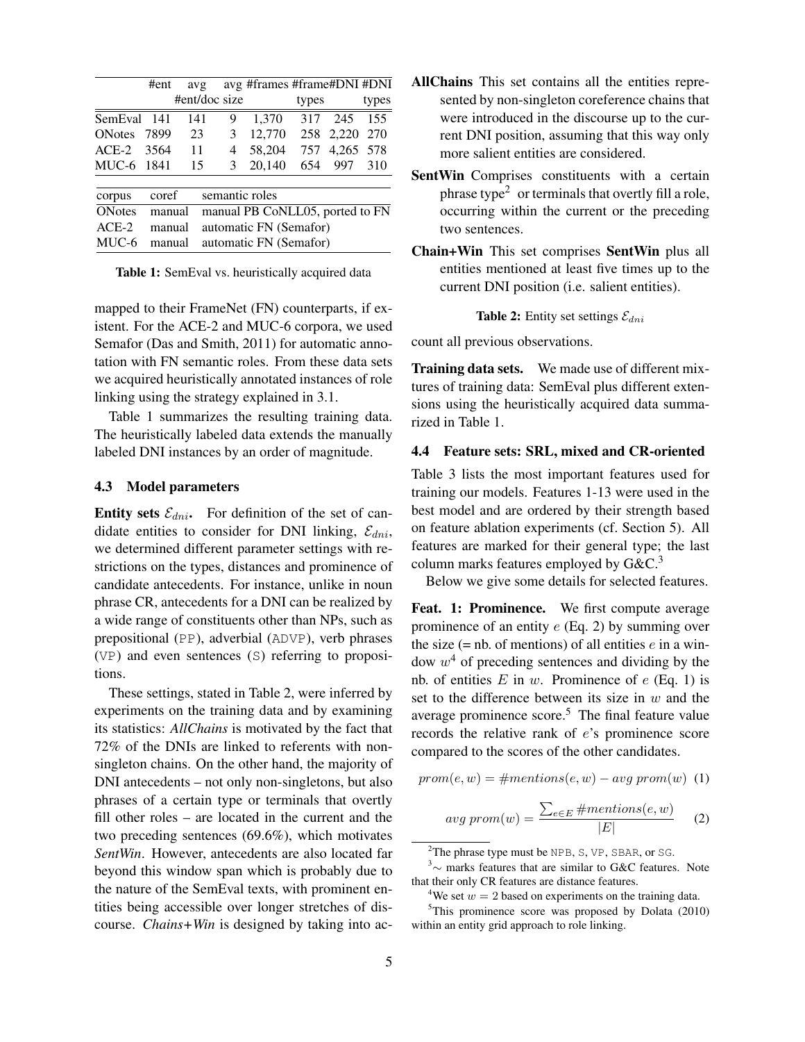|  | #ent | avg #ent/doc | avg size | #frames | #frame types | #DNI | #DNI types |
|---|---|---|---|---|---|---|---|
| SemEval | 141 | 141 | 9 | 1,370 | 317 | 245 | 155 |
| ONotes | 7899 | 23 | 3 | 12,770 | 258 | 2,220 | 270 |
| ACE-2 | 3564 | 11 | 4 | 58,204 | 757 | 4,265 | 578 |
| MUC-6 | 1841 | 15 | 3 | 20,140 | 654 | 997 | 310 |

| corpus | coref | semantic roles |
|---|---|---|
| ONotes | manual | manual PB CoNLL05, ported to FN |
| ACE-2 | manual | automatic FN (Semafor) |
| MUC-6 | manual | automatic FN (Semafor) |

**Table 1:** SemEval vs. heuristically acquired data

mapped to their FrameNet (FN) counterparts, if existent. For the ACE-2 and MUC-6 corpora, we used Semafor (Das and Smith, 2011) for automatic annotation with FN semantic roles. From these data sets we acquired heuristically annotated instances of role linking using the strategy explained in 3.1.

Table 1 summarizes the resulting training data. The heuristically labeled data extends the manually labeled DNI instances by an order of magnitude.

### 4.3 Model parameters

**Entity sets $\mathcal{E}_{dni}$.** For definition of the set of candidate entities to consider for DNI linking, $\mathcal{E}_{dni}$, we determined different parameter settings with restrictions on the types, distances and prominence of candidate antecedents. For instance, unlike in noun phrase CR, antecedents for a DNI can be realized by a wide range of constituents other than NPs, such as prepositional (PP), adverbial (ADVP), verb phrases (VP) and even sentences (S) referring to propositions.

These settings, stated in Table 2, were inferred by experiments on the training data and by examining its statistics: *AllChains* is motivated by the fact that 72% of the DNIs are linked to referents with non-singleton chains. On the other hand, the majority of DNI antecedents – not only non-singletons, but also phrases of a certain type or terminals that overtly fill other roles – are located in the current and the two preceding sentences (69.6%), which motivates *SentWin*. However, antecedents are also located far beyond this window span which is probably due to the nature of the SemEval texts, with prominent entities being accessible over longer stretches of discourse. *Chains+Win* is designed by taking into account all previous observations.

**AllChains** This set contains all the entities represented by non-singleton coreference chains that were introduced in the discourse up to the current DNI position, assuming that this way only more salient entities are considered.

**SentWin** Comprises constituents with a certain phrase type[2] or terminals that overtly fill a role, occurring within the current or the preceding two sentences.

**Chain+Win** This set comprises **SentWin** plus all entities mentioned at least five times up to the current DNI position (i.e. salient entities).

**Table 2:** Entity set settings $\mathcal{E}_{dni}$

**Training data sets.** We made use of different mixtures of training data: SemEval plus different extensions using the heuristically acquired data summarized in Table 1.

### 4.4 Feature sets: SRL, mixed and CR-oriented

Table 3 lists the most important features used for training our models. Features 1-13 were used in the best model and are ordered by their strength based on feature ablation experiments (cf. Section 5). All features are marked for their general type; the last column marks features employed by G&C.[3]

Below we give some details for selected features.

**Feat. 1: Prominence.** We first compute average prominence of an entity $e$ (Eq. 2) by summing over the size (= nb. of mentions) of all entities $e$ in a window $w$[4] of preceding sentences and dividing by the nb. of entities $E$ in $w$. Prominence of $e$ (Eq. 1) is set to the difference between its size in $w$ and the average prominence score.[5] The final feature value records the relative rank of $e$'s prominence score compared to the scores of the other candidates.

$$prom(e, w) = \#mentions(e, w) - avg\ prom(w) \quad (1)$$

$$avg\ prom(w) = \frac{\sum_{e \in E} \#mentions(e, w)}{|E|} \quad (2)$$

[2] The phrase type must be NPB, S, VP, SBAR, or SG.

[3] ~ marks features that are similar to G&C features. Note that their only CR features are distance features.

[4] We set $w = 2$ based on experiments on the training data.

[5] This prominence score was proposed by Dolata (2010) within an entity grid approach to role linking.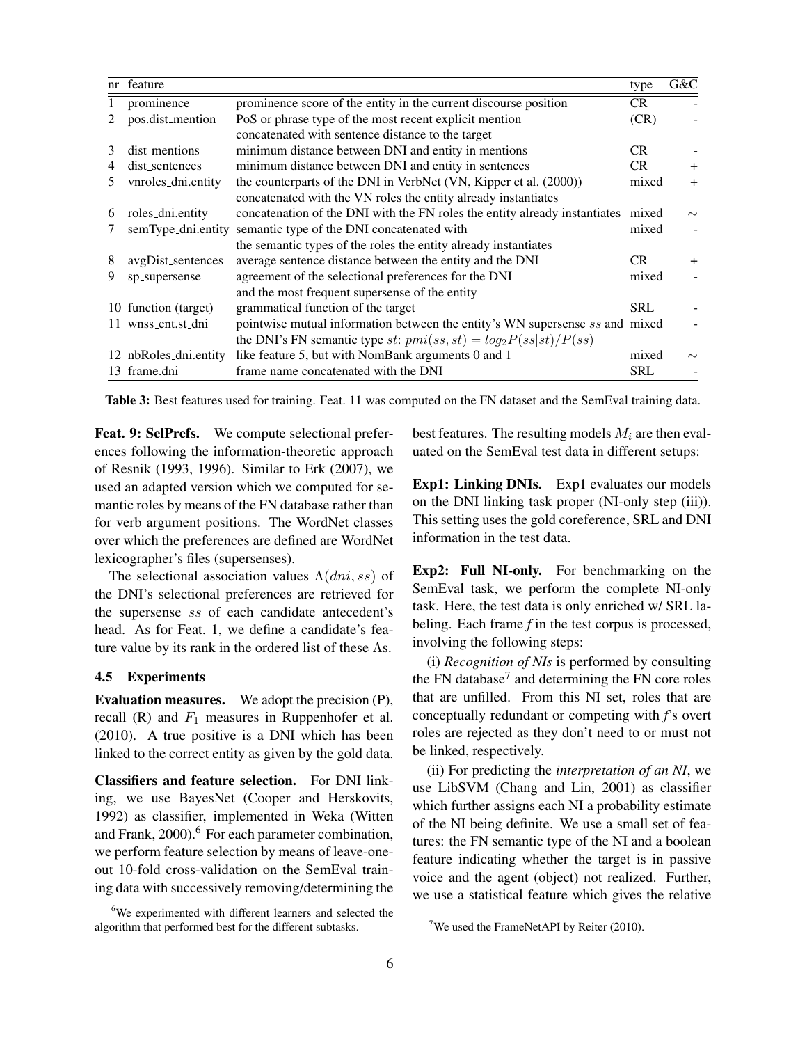| nr | feature | | type | G&C |
|---|---|---|---|---|
| 1 | prominence | prominence score of the entity in the current discourse position | CR | - |
| 2 | pos.dist_mention | PoS or phrase type of the most recent explicit mention concatenated with sentence distance to the target | (CR) | - |
| 3 | dist_mentions | minimum distance between DNI and entity in mentions | CR | - |
| 4 | dist_sentences | minimum distance between DNI and entity in sentences | CR | + |
| 5 | vnroles_dni.entity | the counterparts of the DNI in VerbNet (VN, Kipper et al. (2000)) concatenated with the VN roles the entity already instantiates | mixed | + |
| 6 | roles_dni.entity | concatenation of the DNI with the FN roles the entity already instantiates | mixed | $\sim$ |
| 7 | semType_dni.entity | semantic type of the DNI concatenated with the semantic types of the roles the entity already instantiates | mixed | - |
| 8 | avgDist_sentences | average sentence distance between the entity and the DNI | CR | + |
| 9 | sp_supersense | agreement of the selectional preferences for the DNI and the most frequent supersense of the entity | mixed | - |
| 10 | function (target) | grammatical function of the target | SRL | - |
| 11 | wnss_ent.st_dni | pointwise mutual information between the entity's WN supersense $ss$ and the DNI's FN semantic type $st$: $pmi(ss, st) = log_2 P(ss\|st)/P(ss)$ | mixed | - |
| 12 | nbRoles_dni.entity | like feature 5, but with NomBank arguments 0 and 1 | mixed | $\sim$ |
| 13 | frame.dni | frame name concatenated with the DNI | SRL | - |

**Table 3:** Best features used for training. Feat. 11 was computed on the FN dataset and the SemEval training data.

**Feat. 9: SelPrefs.** We compute selectional preferences following the information-theoretic approach of Resnik (1993, 1996). Similar to Erk (2007), we used an adapted version which we computed for semantic roles by means of the FN database rather than for verb argument positions. The WordNet classes over which the preferences are defined are WordNet lexicographer's files (supersenses).

The selectional association values $\Lambda(dni, ss)$ of the DNI's selectional preferences are retrieved for the supersense $ss$ of each candidate antecedent's head. As for Feat. 1, we define a candidate's feature value by its rank in the ordered list of these $\Lambda$s.

### 4.5 Experiments

**Evaluation measures.** We adopt the precision (P), recall (R) and $F_1$ measures in Ruppenhofer et al. (2010). A true positive is a DNI which has been linked to the correct entity as given by the gold data.

**Classifiers and feature selection.** For DNI linking, we use BayesNet (Cooper and Herskovits, 1992) as classifier, implemented in Weka (Witten and Frank, 2000).[6] For each parameter combination, we perform feature selection by means of leave-one-out 10-fold cross-validation on the SemEval training data with successively removing/determining the best features. The resulting models $M_i$ are then evaluated on the SemEval test data in different setups:

**Exp1: Linking DNIs.** Exp1 evaluates our models on the DNI linking task proper (NI-only step (iii)). This setting uses the gold coreference, SRL and DNI information in the test data.

**Exp2: Full NI-only.** For benchmarking on the SemEval task, we perform the complete NI-only task. Here, the test data is only enriched w/ SRL labeling. Each frame *f* in the test corpus is processed, involving the following steps:

(i) *Recognition of NIs* is performed by consulting the FN database[7] and determining the FN core roles that are unfilled. From this NI set, roles that are conceptually redundant or competing with *f*'s overt roles are rejected as they don't need to or must not be linked, respectively.

(ii) For predicting the *interpretation of an NI*, we use LibSVM (Chang and Lin, 2001) as classifier which further assigns each NI a probability estimate of the NI being definite. We use a small set of features: the FN semantic type of the NI and a boolean feature indicating whether the target is in passive voice and the agent (object) not realized. Further, we use a statistical feature which gives the relative

[6] We experimented with different learners and selected the algorithm that performed best for the different subtasks.

[7] We used the FrameNetAPI by Reiter (2010).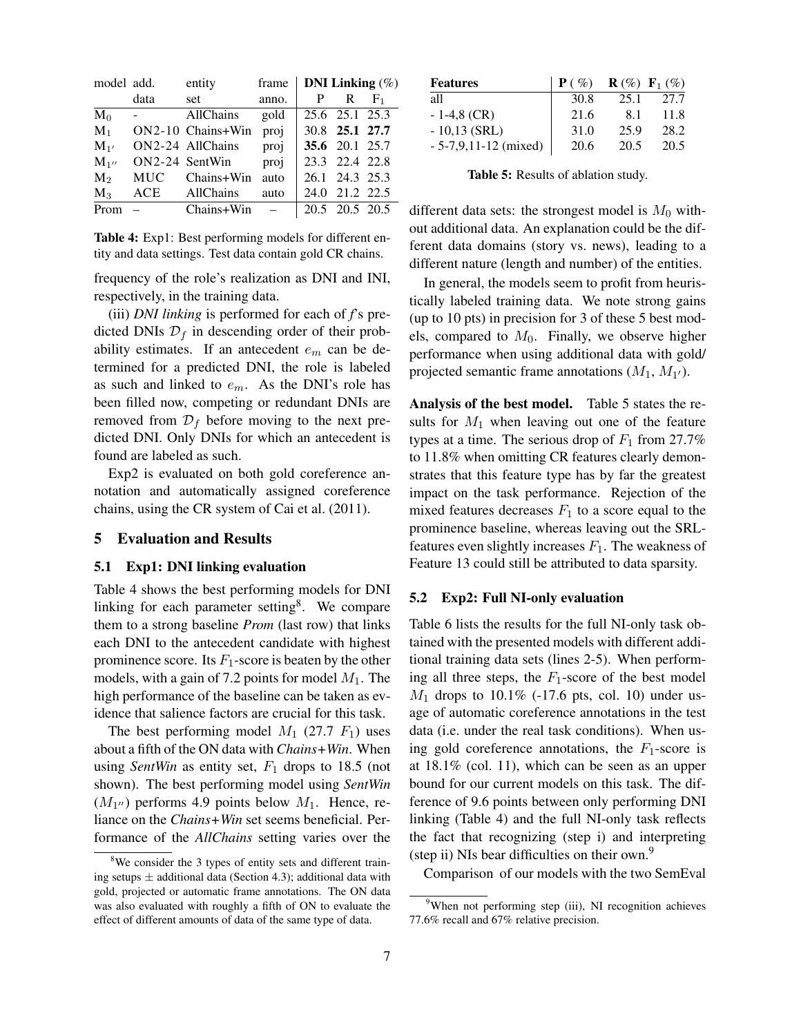| model | add. data | entity set | frame anno. | DNI Linking (%) | | |
|---|---|---|---|---|---|---|
| | | | | P | R | $F_1$ |
| $M_0$ | - | AllChains | gold | 25.6 | 25.1 | 25.3 |
| $M_1$ | ON2-10 | Chains+Win | proj | 30.8 | **25.1** | **27.7** |
| $M_{1'}$ | ON2-24 | AllChains | proj | **35.6** | 20.1 | 25.7 |
| $M_{1''}$ | ON2-24 | SentWin | proj | 23.3 | 22.4 | 22.8 |
| $M_2$ | MUC | Chains+Win | auto | 26.1 | 24.3 | 25.3 |
| $M_3$ | ACE | AllChains | auto | 24.0 | 21.2 | 22.5 |
| Prom | – | Chains+Win | – | 20.5 | 20.5 | 20.5 |

**Table 4:** Exp1: Best performing models for different entity and data settings. Test data contain gold CR chains.

frequency of the role's realization as DNI and INI, respectively, in the training data.

(iii) *DNI linking* is performed for each of *f*'s predicted DNIs $\mathcal{D}_f$ in descending order of their probability estimates. If an antecedent $e_m$ can be determined for a predicted DNI, the role is labeled as such and linked to $e_m$. As the DNI's role has been filled now, competing or redundant DNIs are removed from $\mathcal{D}_f$ before moving to the next predicted DNI. Only DNIs for which an antecedent is found are labeled as such.

Exp2 is evaluated on both gold coreference annotation and automatically assigned coreference chains, using the CR system of Cai et al. (2011).

## 5 Evaluation and Results

### 5.1 Exp1: DNI linking evaluation

Table 4 shows the best performing models for DNI linking for each parameter setting[8]. We compare them to a strong baseline *Prom* (last row) that links each DNI to the antecedent candidate with highest prominence score. Its $F_1$-score is beaten by the other models, with a gain of 7.2 points for model $M_1$. The high performance of the baseline can be taken as evidence that salience factors are crucial for this task.

The best performing model $M_1$ (27.7 $F_1$) uses about a fifth of the ON data with *Chains+Win*. When using *SentWin* as entity set, $F_1$ drops to 18.5 (not shown). The best performing model using *SentWin* ($M_{1''}$) performs 4.9 points below $M_1$. Hence, reliance on the *Chains+Win* set seems beneficial. Performance of the *AllChains* setting varies over the different data sets: the strongest model is $M_0$ without additional data. An explanation could be the different data domains (story vs. news), leading to a different nature (length and number) of the entities.

In general, the models seem to profit from heuristically labeled training data. We note strong gains (up to 10 pts) in precision for 3 of these 5 best models, compared to $M_0$. Finally, we observe higher performance when using additional data with gold/ projected semantic frame annotations ($M_1$, $M_{1'}$).

| Features | P (%) | R (%) | $F_1$ (%) |
|---|---|---|---|
| all | 30.8 | 25.1 | 27.7 |
| - 1-4,8 (CR) | 21.6 | 8.1 | 11.8 |
| - 10,13 (SRL) | 31.0 | 25.9 | 28.2 |
| - 5-7,9,11-12 (mixed) | 20.6 | 20.5 | 20.5 |

**Table 5:** Results of ablation study.

**Analysis of the best model.** Table 5 states the results for $M_1$ when leaving out one of the feature types at a time. The serious drop of $F_1$ from 27.7% to 11.8% when omitting CR features clearly demonstrates that this feature type has by far the greatest impact on the task performance. Rejection of the mixed features decreases $F_1$ to a score equal to the prominence baseline, whereas leaving out the SRL-features even slightly increases $F_1$. The weakness of Feature 13 could still be attributed to data sparsity.

### 5.2 Exp2: Full NI-only evaluation

Table 6 lists the results for the full NI-only task obtained with the presented models with different additional training data sets (lines 2-5). When performing all three steps, the $F_1$-score of the best model $M_1$ drops to 10.1% (-17.6 pts, col. 10) under usage of automatic coreference annotations in the test data (i.e. under the real task conditions). When using gold coreference annotations, the $F_1$-score is at 18.1% (col. 11), which can be seen as an upper bound for our current models on this task. The difference of 9.6 points between only performing DNI linking (Table 4) and the full NI-only task reflects the fact that recognizing (step i) and interpreting (step ii) NIs bear difficulties on their own.[9]

Comparison of our models with the two SemEval

[8] We consider the 3 types of entity sets and different training setups ± additional data (Section 4.3); additional data with gold, projected or automatic frame annotations. The ON data was also evaluated with roughly a fifth of ON to evaluate the effect of different amounts of data of the same type of data.

[9] When not performing step (iii), NI recognition achieves 77.6% recall and 67% relative precision.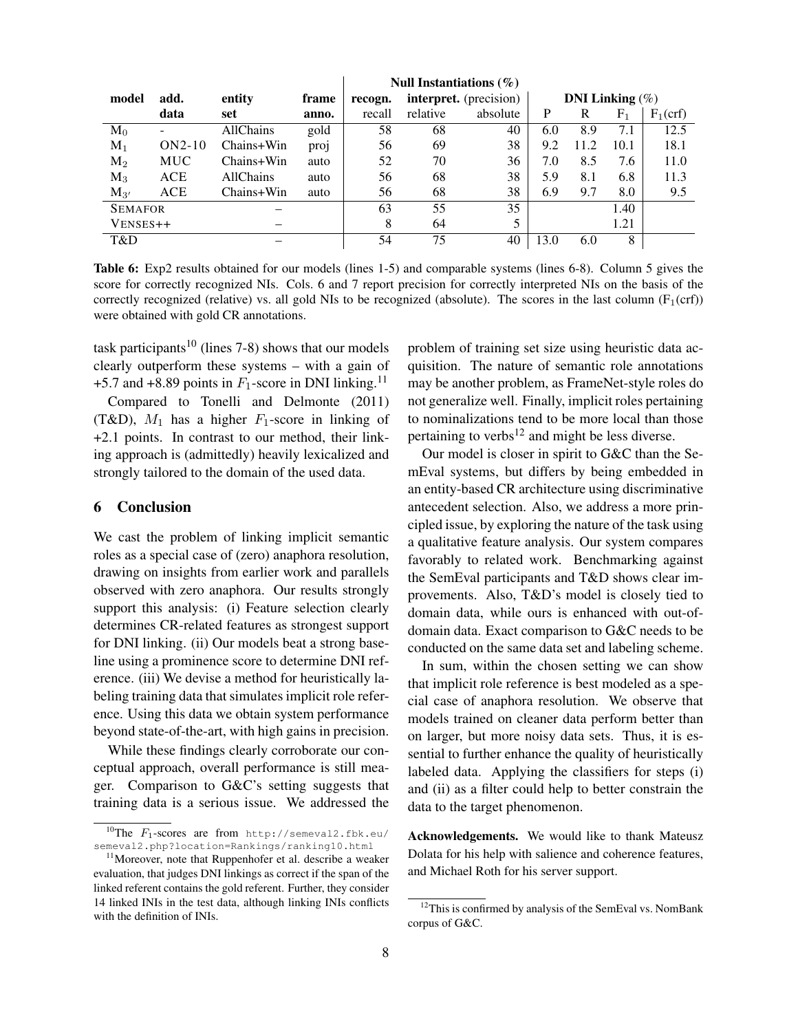| model | add. data | entity set | frame anno. | Null Instantiations (%) recogn. recall | interpret. (precision) relative | absolute | DNI Linking (%) P | R | $F_1$ | $F_1$(crf) |
|---|---|---|---|---|---|---|---|---|---|---|
| $M_0$ | - | AllChains | gold | 58 | 68 | 40 | 6.0 | 8.9 | 7.1 | 12.5 |
| $M_1$ | ON2-10 | Chains+Win | proj | 56 | 69 | 38 | 9.2 | 11.2 | 10.1 | 18.1 |
| $M_2$ | MUC | Chains+Win | auto | 52 | 70 | 36 | 7.0 | 8.5 | 7.6 | 11.0 |
| $M_3$ | ACE | AllChains | auto | 56 | 68 | 38 | 5.9 | 8.1 | 6.8 | 11.3 |
| $M_{3'}$ | ACE | Chains+Win | auto | 56 | 68 | 38 | 6.9 | 9.7 | 8.0 | 9.5 |
| SEMAFOR | | – | | 63 | 55 | 35 | | | 1.40 | |
| VENSES++ | | – | | 8 | 64 | 5 | | | 1.21 | |
| T&D | | – | | 54 | 75 | 40 | 13.0 | 6.0 | 8 | |

**Table 6:** Exp2 results obtained for our models (lines 1-5) and comparable systems (lines 6-8). Column 5 gives the score for correctly recognized NIs. Cols. 6 and 7 report precision for correctly interpreted NIs on the basis of the correctly recognized (relative) vs. all gold NIs to be recognized (absolute). The scores in the last column ($F_1$(crf)) were obtained with gold CR annotations.

task participants[10] (lines 7-8) shows that our models clearly outperform these systems – with a gain of +5.7 and +8.89 points in $F_1$-score in DNI linking.[11]

Compared to Tonelli and Delmonte (2011) (T&D), $M_1$ has a higher $F_1$-score in linking of +2.1 points. In contrast to our method, their linking approach is (admittedly) heavily lexicalized and strongly tailored to the domain of the used data.

## 6 Conclusion

We cast the problem of linking implicit semantic roles as a special case of (zero) anaphora resolution, drawing on insights from earlier work and parallels observed with zero anaphora. Our results strongly support this analysis: (i) Feature selection clearly determines CR-related features as strongest support for DNI linking. (ii) Our models beat a strong baseline using a prominence score to determine DNI reference. (iii) We devise a method for heuristically labeling training data that simulates implicit role reference. Using this data we obtain system performance beyond state-of-the-art, with high gains in precision.

While these findings clearly corroborate our conceptual approach, overall performance is still meager. Comparison to G&C's setting suggests that training data is a serious issue. We addressed the problem of training set size using heuristic data acquisition. The nature of semantic role annotations may be another problem, as FrameNet-style roles do not generalize well. Finally, implicit roles pertaining to nominalizations tend to be more local than those pertaining to verbs[12] and might be less diverse.

Our model is closer in spirit to G&C than the SemEval systems, but differs by being embedded in an entity-based CR architecture using discriminative antecedent selection. Also, we address a more principled issue, by exploring the nature of the task using a qualitative feature analysis. Our system compares favorably to related work. Benchmarking against the SemEval participants and T&D shows clear improvements. Also, T&D's model is closely tied to domain data, while ours is enhanced with out-of-domain data. Exact comparison to G&C needs to be conducted on the same data set and labeling scheme.

In sum, within the chosen setting we can show that implicit role reference is best modeled as a special case of anaphora resolution. We observe that models trained on cleaner data perform better than on larger, but more noisy data sets. Thus, it is essential to further enhance the quality of heuristically labeled data. Applying the classifiers for steps (i) and (ii) as a filter could help to better constrain the data to the target phenomenon.

**Acknowledgements.** We would like to thank Mateusz Dolata for his help with salience and coherence features, and Michael Roth for his server support.

[10] The $F_1$-scores are from `http://semeval2.fbk.eu/semeval2.php?location=Rankings/ranking10.html`

[11] Moreover, note that Ruppenhofer et al. describe a weaker evaluation, that judges DNI linkings as correct if the span of the linked referent contains the gold referent. Further, they consider 14 linked INIs in the test data, although linking INIs conflicts with the definition of INIs.

[12] This is confirmed by analysis of the SemEval vs. NomBank corpus of G&C.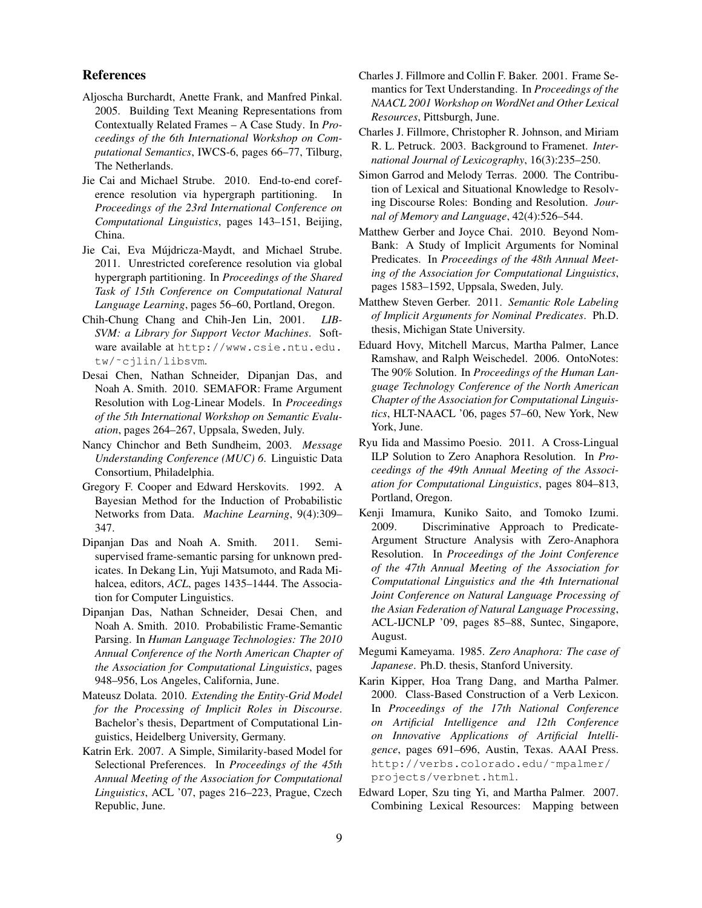## References

Aljoscha Burchardt, Anette Frank, and Manfred Pinkal. 2005. Building Text Meaning Representations from Contextually Related Frames – A Case Study. In *Proceedings of the 6th International Workshop on Computational Semantics*, IWCS-6, pages 66–77, Tilburg, The Netherlands.

Jie Cai and Michael Strube. 2010. End-to-end coreference resolution via hypergraph partitioning. In *Proceedings of the 23rd International Conference on Computational Linguistics*, pages 143–151, Beijing, China.

Jie Cai, Eva Mújdricza-Maydt, and Michael Strube. 2011. Unrestricted coreference resolution via global hypergraph partitioning. In *Proceedings of the Shared Task of 15th Conference on Computational Natural Language Learning*, pages 56–60, Portland, Oregon.

Chih-Chung Chang and Chih-Jen Lin, 2001. *LIBSVM: a Library for Support Vector Machines*. Software available at `http://www.csie.ntu.edu.tw/~cjlin/libsvm`.

Desai Chen, Nathan Schneider, Dipanjan Das, and Noah A. Smith. 2010. SEMAFOR: Frame Argument Resolution with Log-Linear Models. In *Proceedings of the 5th International Workshop on Semantic Evaluation*, pages 264–267, Uppsala, Sweden, July.

Nancy Chinchor and Beth Sundheim, 2003. *Message Understanding Conference (MUC) 6*. Linguistic Data Consortium, Philadelphia.

Gregory F. Cooper and Edward Herskovits. 1992. A Bayesian Method for the Induction of Probabilistic Networks from Data. *Machine Learning*, 9(4):309–347.

Dipanjan Das and Noah A. Smith. 2011. Semi-supervised frame-semantic parsing for unknown predicates. In Dekang Lin, Yuji Matsumoto, and Rada Mihalcea, editors, *ACL*, pages 1435–1444. The Association for Computer Linguistics.

Dipanjan Das, Nathan Schneider, Desai Chen, and Noah A. Smith. 2010. Probabilistic Frame-Semantic Parsing. In *Human Language Technologies: The 2010 Annual Conference of the North American Chapter of the Association for Computational Linguistics*, pages 948–956, Los Angeles, California, June.

Mateusz Dolata. 2010. *Extending the Entity-Grid Model for the Processing of Implicit Roles in Discourse*. Bachelor's thesis, Department of Computational Linguistics, Heidelberg University, Germany.

Katrin Erk. 2007. A Simple, Similarity-based Model for Selectional Preferences. In *Proceedings of the 45th Annual Meeting of the Association for Computational Linguistics*, ACL '07, pages 216–223, Prague, Czech Republic, June.

Charles J. Fillmore and Collin F. Baker. 2001. Frame Semantics for Text Understanding. In *Proceedings of the NAACL 2001 Workshop on WordNet and Other Lexical Resources*, Pittsburgh, June.

Charles J. Fillmore, Christopher R. Johnson, and Miriam R. L. Petruck. 2003. Background to Framenet. *International Journal of Lexicography*, 16(3):235–250.

Simon Garrod and Melody Terras. 2000. The Contribution of Lexical and Situational Knowledge to Resolving Discourse Roles: Bonding and Resolution. *Journal of Memory and Language*, 42(4):526–544.

Matthew Gerber and Joyce Chai. 2010. Beyond NomBank: A Study of Implicit Arguments for Nominal Predicates. In *Proceedings of the 48th Annual Meeting of the Association for Computational Linguistics*, pages 1583–1592, Uppsala, Sweden, July.

Matthew Steven Gerber. 2011. *Semantic Role Labeling of Implicit Arguments for Nominal Predicates*. Ph.D. thesis, Michigan State University.

Eduard Hovy, Mitchell Marcus, Martha Palmer, Lance Ramshaw, and Ralph Weischedel. 2006. OntoNotes: The 90% Solution. In *Proceedings of the Human Language Technology Conference of the North American Chapter of the Association for Computational Linguistics*, HLT-NAACL '06, pages 57–60, New York, New York, June.

Ryu Iida and Massimo Poesio. 2011. A Cross-Lingual ILP Solution to Zero Anaphora Resolution. In *Proceedings of the 49th Annual Meeting of the Association for Computational Linguistics*, pages 804–813, Portland, Oregon.

Kenji Imamura, Kuniko Saito, and Tomoko Izumi. 2009. Discriminative Approach to Predicate-Argument Structure Analysis with Zero-Anaphora Resolution. In *Proceedings of the Joint Conference of the 47th Annual Meeting of the Association for Computational Linguistics and the 4th International Joint Conference on Natural Language Processing of the Asian Federation of Natural Language Processing*, ACL-IJCNLP '09, pages 85–88, Suntec, Singapore, August.

Megumi Kameyama. 1985. *Zero Anaphora: The case of Japanese*. Ph.D. thesis, Stanford University.

Karin Kipper, Hoa Trang Dang, and Martha Palmer. 2000. Class-Based Construction of a Verb Lexicon. In *Proceedings of the 17th National Conference on Artificial Intelligence and 12th Conference on Innovative Applications of Artificial Intelligence*, pages 691–696, Austin, Texas. AAAI Press. `http://verbs.colorado.edu/~mpalmer/projects/verbnet.html`.

Edward Loper, Szu ting Yi, and Martha Palmer. 2007. Combining Lexical Resources: Mapping between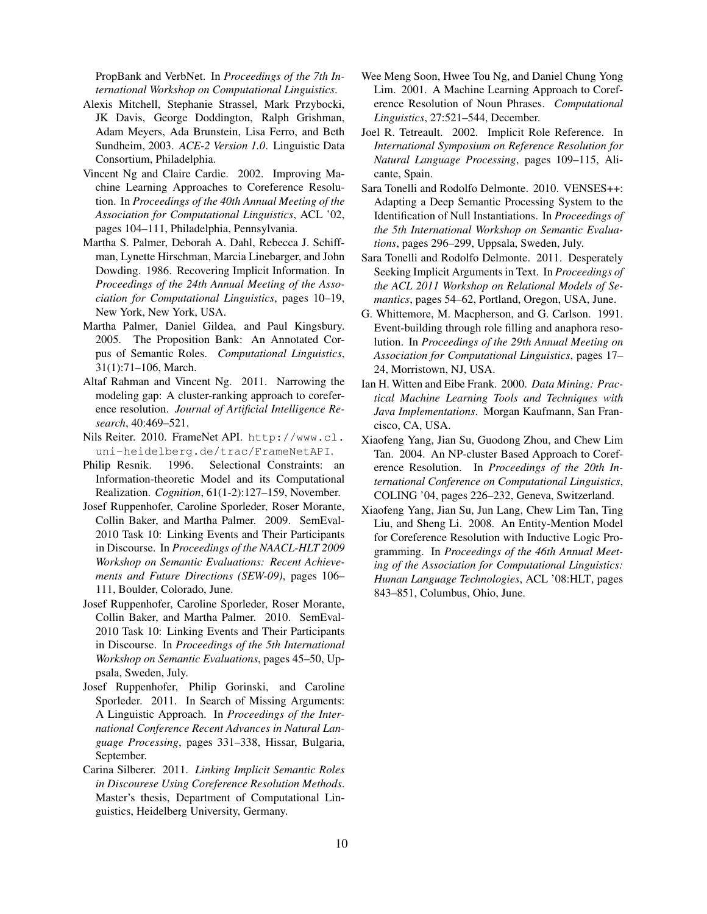PropBank and VerbNet. In *Proceedings of the 7th International Workshop on Computational Linguistics*.

Alexis Mitchell, Stephanie Strassel, Mark Przybocki, JK Davis, George Doddington, Ralph Grishman, Adam Meyers, Ada Brunstein, Lisa Ferro, and Beth Sundheim, 2003. *ACE-2 Version 1.0*. Linguistic Data Consortium, Philadelphia.

Vincent Ng and Claire Cardie. 2002. Improving Machine Learning Approaches to Coreference Resolution. In *Proceedings of the 40th Annual Meeting of the Association for Computational Linguistics*, ACL '02, pages 104–111, Philadelphia, Pennsylvania.

Martha S. Palmer, Deborah A. Dahl, Rebecca J. Schiffman, Lynette Hirschman, Marcia Linebarger, and John Dowding. 1986. Recovering Implicit Information. In *Proceedings of the 24th Annual Meeting of the Association for Computational Linguistics*, pages 10–19, New York, New York, USA.

Martha Palmer, Daniel Gildea, and Paul Kingsbury. 2005. The Proposition Bank: An Annotated Corpus of Semantic Roles. *Computational Linguistics*, 31(1):71–106, March.

Altaf Rahman and Vincent Ng. 2011. Narrowing the modeling gap: A cluster-ranking approach to coreference resolution. *Journal of Artificial Intelligence Research*, 40:469–521.

Nils Reiter. 2010. FrameNet API. http://www.cl.uni-heidelberg.de/trac/FrameNetAPI.

Philip Resnik. 1996. Selectional Constraints: an Information-theoretic Model and its Computational Realization. *Cognition*, 61(1-2):127–159, November.

Josef Ruppenhofer, Caroline Sporleder, Roser Morante, Collin Baker, and Martha Palmer. 2009. SemEval-2010 Task 10: Linking Events and Their Participants in Discourse. In *Proceedings of the NAACL-HLT 2009 Workshop on Semantic Evaluations: Recent Achievements and Future Directions (SEW-09)*, pages 106–111, Boulder, Colorado, June.

Josef Ruppenhofer, Caroline Sporleder, Roser Morante, Collin Baker, and Martha Palmer. 2010. SemEval-2010 Task 10: Linking Events and Their Participants in Discourse. In *Proceedings of the 5th International Workshop on Semantic Evaluations*, pages 45–50, Uppsala, Sweden, July.

Josef Ruppenhofer, Philip Gorinski, and Caroline Sporleder. 2011. In Search of Missing Arguments: A Linguistic Approach. In *Proceedings of the International Conference Recent Advances in Natural Language Processing*, pages 331–338, Hissar, Bulgaria, September.

Carina Silberer. 2011. *Linking Implicit Semantic Roles in Discourese Using Coreference Resolution Methods*. Master's thesis, Department of Computational Linguistics, Heidelberg University, Germany.

Wee Meng Soon, Hwee Tou Ng, and Daniel Chung Yong Lim. 2001. A Machine Learning Approach to Coreference Resolution of Noun Phrases. *Computational Linguistics*, 27:521–544, December.

Joel R. Tetreault. 2002. Implicit Role Reference. In *International Symposium on Reference Resolution for Natural Language Processing*, pages 109–115, Alicante, Spain.

Sara Tonelli and Rodolfo Delmonte. 2010. VENSES++: Adapting a Deep Semantic Processing System to the Identification of Null Instantiations. In *Proceedings of the 5th International Workshop on Semantic Evaluations*, pages 296–299, Uppsala, Sweden, July.

Sara Tonelli and Rodolfo Delmonte. 2011. Desperately Seeking Implicit Arguments in Text. In *Proceedings of the ACL 2011 Workshop on Relational Models of Semantics*, pages 54–62, Portland, Oregon, USA, June.

G. Whittemore, M. Macpherson, and G. Carlson. 1991. Event-building through role filling and anaphora resolution. In *Proceedings of the 29th Annual Meeting on Association for Computational Linguistics*, pages 17–24, Morristown, NJ, USA.

Ian H. Witten and Eibe Frank. 2000. *Data Mining: Practical Machine Learning Tools and Techniques with Java Implementations*. Morgan Kaufmann, San Francisco, CA, USA.

Xiaofeng Yang, Jian Su, Guodong Zhou, and Chew Lim Tan. 2004. An NP-cluster Based Approach to Coreference Resolution. In *Proceedings of the 20th International Conference on Computational Linguistics*, COLING '04, pages 226–232, Geneva, Switzerland.

Xiaofeng Yang, Jian Su, Jun Lang, Chew Lim Tan, Ting Liu, and Sheng Li. 2008. An Entity-Mention Model for Coreference Resolution with Inductive Logic Programming. In *Proceedings of the 46th Annual Meeting of the Association for Computational Linguistics: Human Language Technologies*, ACL '08:HLT, pages 843–851, Columbus, Ohio, June.